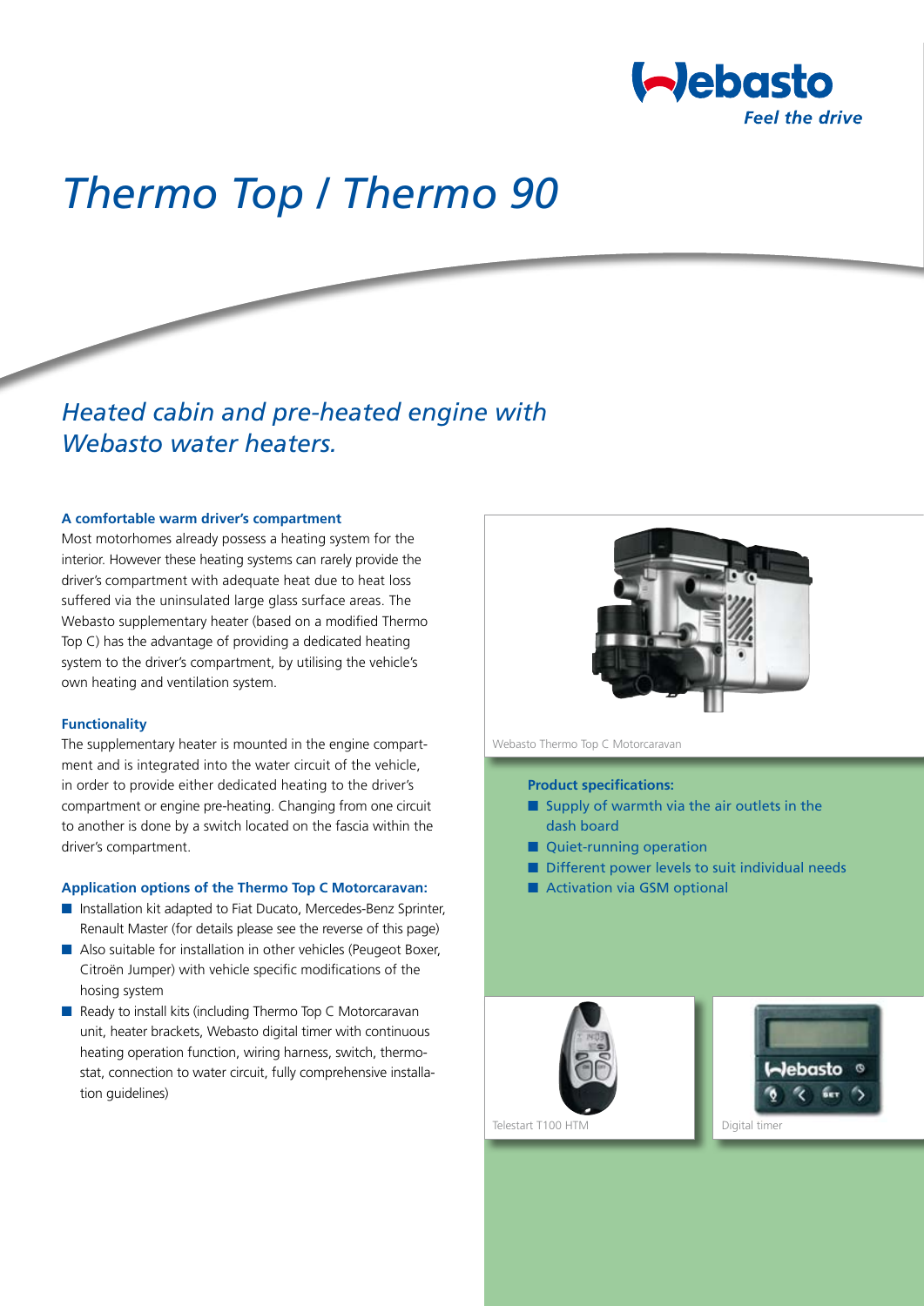# Thermo Top / Thermo 90

## Heated cabin and pre-heated engine with Webasto water heaters.

### A comfortable warm driver's compartment

Most motorhomes already possess a heating system for the interior. However these heating systems can rarely provide the driver's compartment with adequate heat due to heat loss suffered via the uninsulated large glass surface areas. The Webasto supplementary heater (based on a modified Thermo Top C) has the advantage of providing a dedicated heating system to the driver's compartment, by utilising the vehicle's own heating and ventilation system.

### Functionality

The supplementary heater is mounted in the engine compartment and is integrated into the water circuit of the vehicle, in order to provide either dedicated heating to the driver's compartment or engine pre-heating. Changing from one circuit to another is done by a switch located on the fascia within the driver's compartment.

### Application options of the Thermo Top C Motorcaravan:

- Installation kit adapted to Fiat Ducato, Mercedes-Benz Sprinter, Renault Master (for details please see the reverse of this page)
- Also suitable for installation in other vehicles (Peugeot Boxer, Citroën Jumper) with vehicle specific modifications of the hosing system
- Ready to install kits (including Thermo Top C Motorcaravan unit, heater brackets, Webasto digital timer with continuous heating operation function, wiring harness, switch, thermostat, connection to water circuit, fully comprehensive installation guidelines)

Webasto Thermo Top C Motorcaravan

### Product specifications:

- Supply of warmth via the air outlets in the dash board
- Quiet-running operation
- Different power levels to suit individual needs
- Activation via GSM optional

Telestart T100 HTM

Digital timer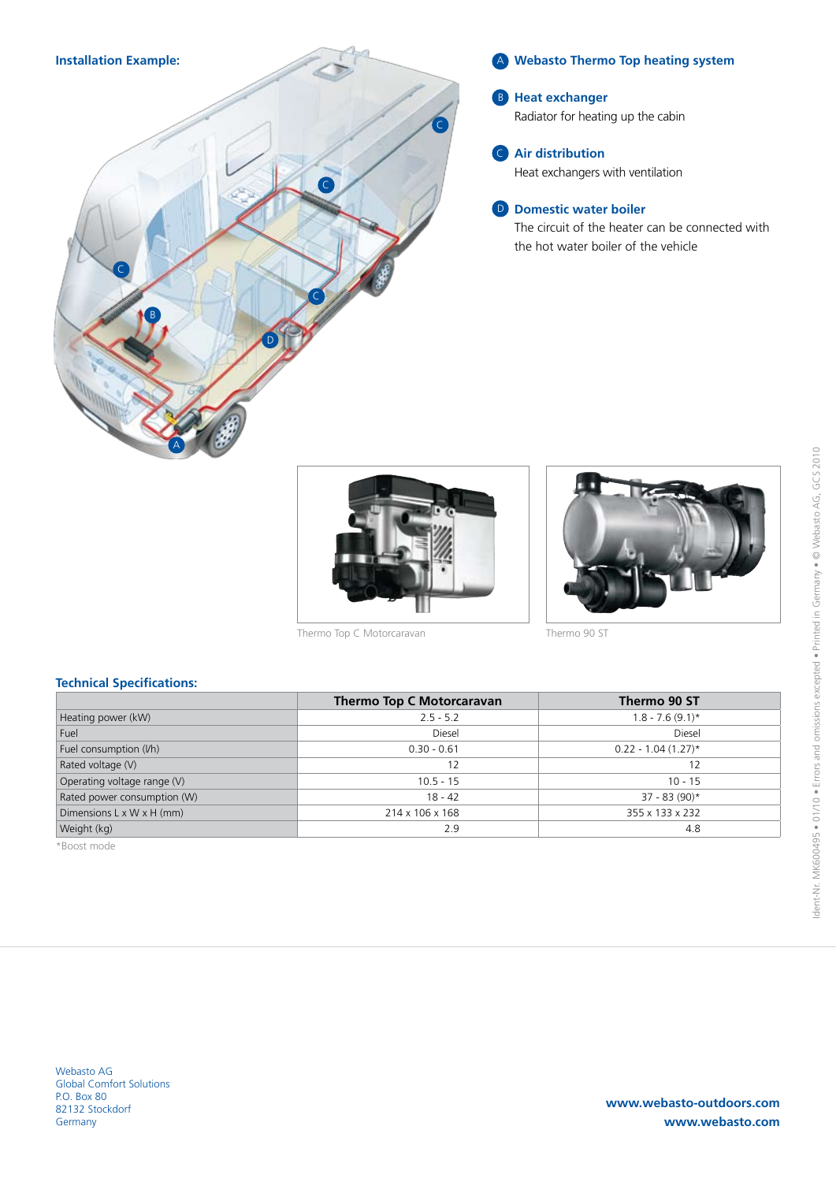**Installation Example:**

**A Webasto Thermo Top heating system**

**B Heat exchanger**
Radiator for heating up the cabin

**C Air distribution**
Heat exchangers with ventilation

**D Domestic water boiler**
The circuit of the heater can be connected with the hot water boiler of the vehicle

Thermo Top C Motorcaravan

Thermo 90 ST

**Technical Specifications:**

| | Thermo Top C Motorcaravan | Thermo 90 ST |
|---|---|---|
| Heating power (kW) | 2.5 - 5.2 | 1.8 - 7.6 (9.1)* |
| Fuel | Diesel | Diesel |
| Fuel consumption (l/h) | 0.30 - 0.61 | 0.22 - 1.04 (1.27)* |
| Rated voltage (V) | 12 | 12 |
| Operating voltage range (V) | 10.5 - 15 | 10 - 15 |
| Rated power consumption (W) | 18 - 42 | 37 - 83 (90)* |
| Dimensions L x W x H (mm) | 214 x 106 x 168 | 355 x 133 x 232 |
| Weight (kg) | 2.9 | 4.8 |

*Boost mode

Ident-Nr. MK600495 • 01/10 • Errors and omissions excepted • Printed in Germany • © Webasto AG, GCS 2010

Webasto AG
Global Comfort Solutions
P.O. Box 80
82132 Stockdorf
Germany

**www.webasto-outdoors.com**
**www.webasto.com**